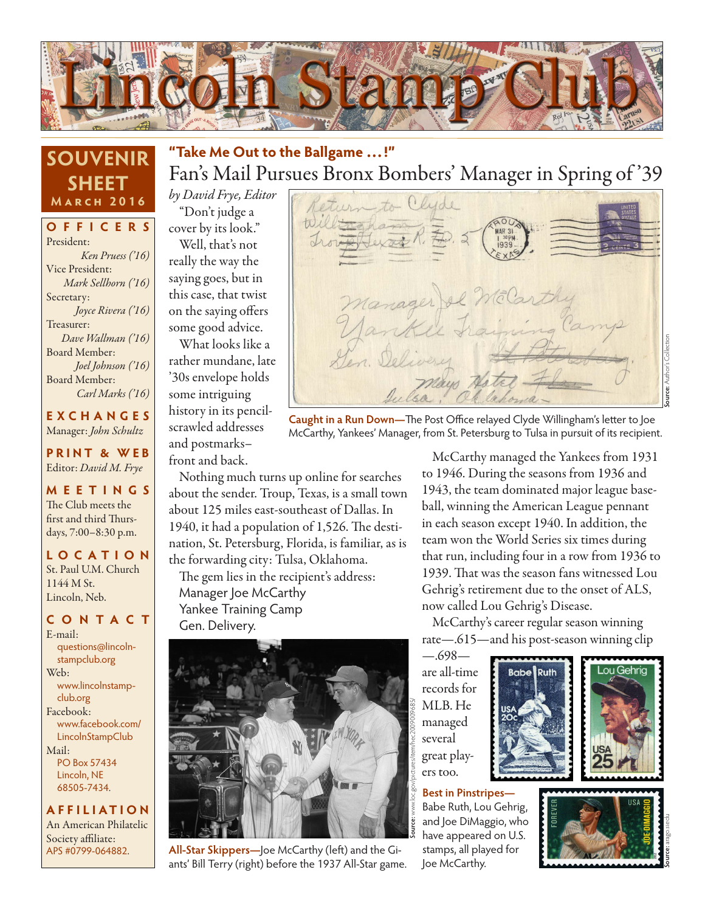# Lincoln Stamp Club

## SOUVENIR SHEET

**March 2016**

**OFFICERS**

President:
*Ken Pruess ('16)*

Vice President:
*Mark Sellhorn ('16)*

Secretary:
*Joyce Rivera ('16)*

Treasurer:
*Dave Wallman ('16)*

Board Member:
*Joel Johnson ('16)*

Board Member:
*Carl Marks ('16)*

**EXCHANGES**

Manager: *John Schultz*

**PRINT & WEB**

Editor: *David M. Frye*

**MEETINGS**

The Club meets the first and third Thursdays, 7:00–8:30 p.m.

**LOCATION**

St. Paul U.M. Church
1144 M St.
Lincoln, Neb.

**CONTACT**

E-mail:
questions@lincolnstampclub.org

Web:
www.lincolnstampclub.org

Facebook:
www.facebook.com/LincolnStampClub

Mail:
PO Box 57434
Lincoln, NE
68505-7434.

**AFFILIATION**

An American Philatelic Society affiliate:
APS #0799-064882.

---

**"Take Me Out to the Ballgame . . . !"**

## Fan's Mail Pursues Bronx Bombers' Manager in Spring of '39

*by David Frye, Editor*

"Don't judge a cover by its look."

Well, that's not really the way the saying goes, but in this case, that twist on the saying offers some good advice.

What looks like a rather mundane, late '30s envelope holds some intriguing history in its pencil-scrawled addresses and postmarks–front and back.

**Caught in a Run Down—**The Post Office relayed Clyde Willingham's letter to Joe McCarthy, Yankees' Manager, from St. Petersburg to Tulsa in pursuit of its recipient.

Source: Author's Collection

Nothing much turns up online for searches about the sender. Troup, Texas, is a small town about 125 miles east-southeast of Dallas. In 1940, it had a population of 1,526. The destination, St. Petersburg, Florida, is familiar, as is the forwarding city: Tulsa, Oklahoma.

The gem lies in the recipient's address:
Manager Joe McCarthy
Yankee Training Camp
Gen. Delivery.

**All-Star Skippers—**Joe McCarthy (left) and the Giants' Bill Terry (right) before the 1937 All-Star game.

Source: www.loc.gov/pictures/item/hec2009009685/

McCarthy managed the Yankees from 1931 to 1946. During the seasons from 1936 and 1943, the team dominated major league baseball, winning the American League pennant in each season except 1940. In addition, the team won the World Series six times during that run, including four in a row from 1936 to 1939. That was the season fans witnessed Lou Gehrig's retirement due to the onset of ALS, now called Lou Gehrig's Disease.

McCarthy's career regular season winning rate—.615—and his post-season winning clip—.698—are all-time records for MLB. He managed several great players too.

**Best in Pinstripes—**Babe Ruth, Lou Gehrig, and Joe DiMaggio, who have appeared on U.S. stamps, all played for Joe McCarthy.

Source: arago.si.edu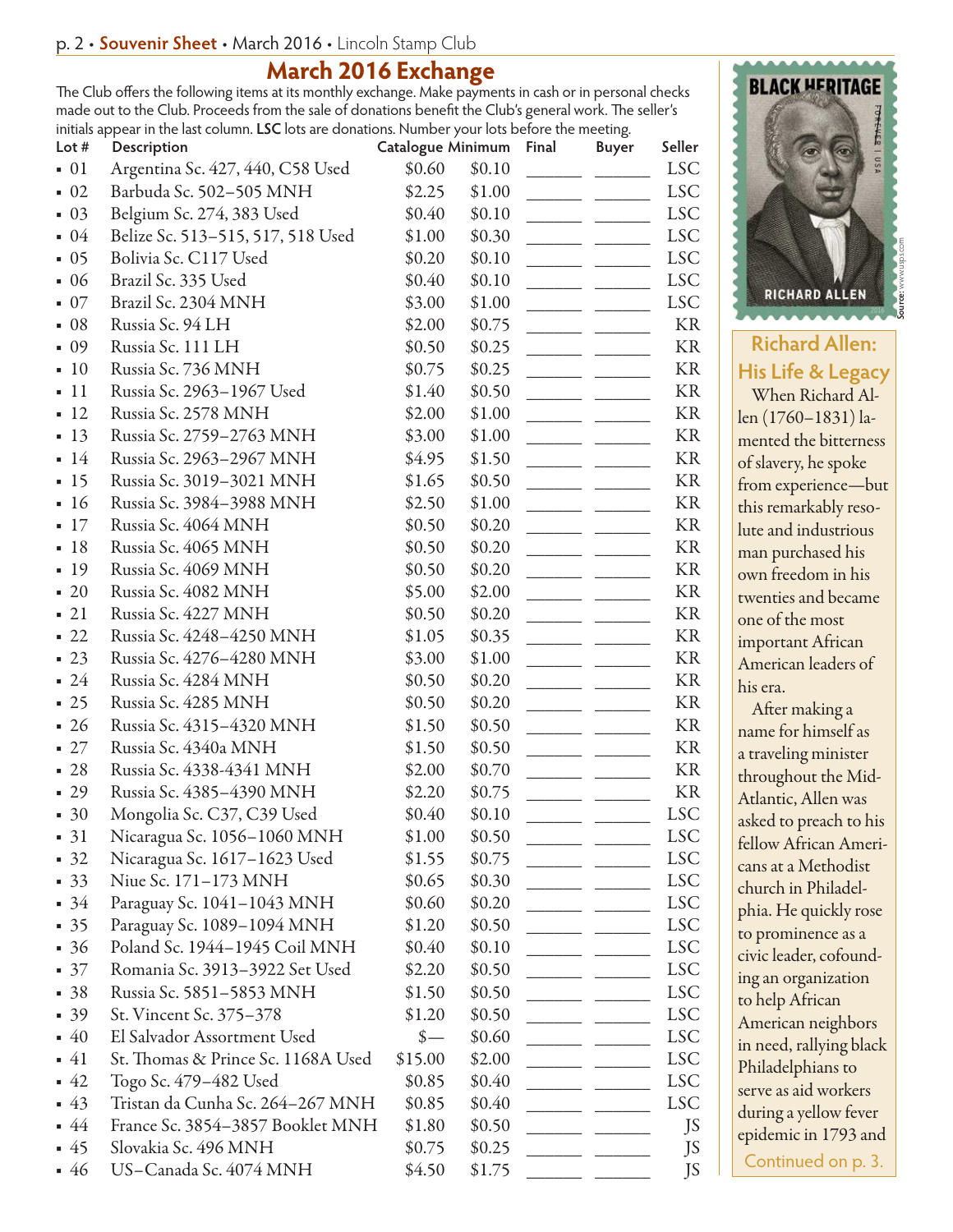## March 2016 Exchange

The Club offers the following items at its monthly exchange. Make payments in cash or in personal checks made out to the Club. Proceeds from the sale of donations benefit the Club's general work. The seller's initials appear in the last column. **LSC** lots are donations. Number your lots before the meeting.

| Lot # | Description | Catalogue | Minimum | Final | Buyer | Seller |
|---|---|---|---|---|---|---|
| 01 | Argentina Sc. 427, 440, C58 Used | $0.60 | $0.10 | ______ | ______ | LSC |
| 02 | Barbuda Sc. 502–505 MNH | $2.25 | $1.00 | ______ | ______ | LSC |
| 03 | Belgium Sc. 274, 383 Used | $0.40 | $0.10 | ______ | ______ | LSC |
| 04 | Belize Sc. 513–515, 517, 518 Used | $1.00 | $0.30 | ______ | ______ | LSC |
| 05 | Bolivia Sc. C117 Used | $0.20 | $0.10 | ______ | ______ | LSC |
| 06 | Brazil Sc. 335 Used | $0.40 | $0.10 | ______ | ______ | LSC |
| 07 | Brazil Sc. 2304 MNH | $3.00 | $1.00 | ______ | ______ | LSC |
| 08 | Russia Sc. 94 LH | $2.00 | $0.75 | ______ | ______ | KR |
| 09 | Russia Sc. 111 LH | $0.50 | $0.25 | ______ | ______ | KR |
| 10 | Russia Sc. 736 MNH | $0.75 | $0.25 | ______ | ______ | KR |
| 11 | Russia Sc. 2963–1967 Used | $1.40 | $0.50 | ______ | ______ | KR |
| 12 | Russia Sc. 2578 MNH | $2.00 | $1.00 | ______ | ______ | KR |
| 13 | Russia Sc. 2759–2763 MNH | $3.00 | $1.00 | ______ | ______ | KR |
| 14 | Russia Sc. 2963–2967 MNH | $4.95 | $1.50 | ______ | ______ | KR |
| 15 | Russia Sc. 3019–3021 MNH | $1.65 | $0.50 | ______ | ______ | KR |
| 16 | Russia Sc. 3984–3988 MNH | $2.50 | $1.00 | ______ | ______ | KR |
| 17 | Russia Sc. 4064 MNH | $0.50 | $0.20 | ______ | ______ | KR |
| 18 | Russia Sc. 4065 MNH | $0.50 | $0.20 | ______ | ______ | KR |
| 19 | Russia Sc. 4069 MNH | $0.50 | $0.20 | ______ | ______ | KR |
| 20 | Russia Sc. 4082 MNH | $5.00 | $2.00 | ______ | ______ | KR |
| 21 | Russia Sc. 4227 MNH | $0.50 | $0.20 | ______ | ______ | KR |
| 22 | Russia Sc. 4248–4250 MNH | $1.05 | $0.35 | ______ | ______ | KR |
| 23 | Russia Sc. 4276–4280 MNH | $3.00 | $1.00 | ______ | ______ | KR |
| 24 | Russia Sc. 4284 MNH | $0.50 | $0.20 | ______ | ______ | KR |
| 25 | Russia Sc. 4285 MNH | $0.50 | $0.20 | ______ | ______ | KR |
| 26 | Russia Sc. 4315–4320 MNH | $1.50 | $0.50 | ______ | ______ | KR |
| 27 | Russia Sc. 4340a MNH | $1.50 | $0.50 | ______ | ______ | KR |
| 28 | Russia Sc. 4338-4341 MNH | $2.00 | $0.70 | ______ | ______ | KR |
| 29 | Russia Sc. 4385–4390 MNH | $2.20 | $0.75 | ______ | ______ | KR |
| 30 | Mongolia Sc. C37, C39 Used | $0.40 | $0.10 | ______ | ______ | LSC |
| 31 | Nicaragua Sc. 1056–1060 MNH | $1.00 | $0.50 | ______ | ______ | LSC |
| 32 | Nicaragua Sc. 1617–1623 Used | $1.55 | $0.75 | ______ | ______ | LSC |
| 33 | Niue Sc. 171–173 MNH | $0.65 | $0.30 | ______ | ______ | LSC |
| 34 | Paraguay Sc. 1041–1043 MNH | $0.60 | $0.20 | ______ | ______ | LSC |
| 35 | Paraguay Sc. 1089–1094 MNH | $1.20 | $0.50 | ______ | ______ | LSC |
| 36 | Poland Sc. 1944–1945 Coil MNH | $0.40 | $0.10 | ______ | ______ | LSC |
| 37 | Romania Sc. 3913–3922 Set Used | $2.20 | $0.50 | ______ | ______ | LSC |
| 38 | Russia Sc. 5851–5853 MNH | $1.50 | $0.50 | ______ | ______ | LSC |
| 39 | St. Vincent Sc. 375–378 | $1.20 | $0.50 | ______ | ______ | LSC |
| 40 | El Salvador Assortment Used | $— | $0.60 | ______ | ______ | LSC |
| 41 | St. Thomas & Prince Sc. 1168A Used | $15.00 | $2.00 | ______ | ______ | LSC |
| 42 | Togo Sc. 479–482 Used | $0.85 | $0.40 | ______ | ______ | LSC |
| 43 | Tristan da Cunha Sc. 264–267 MNH | $0.85 | $0.40 | ______ | ______ | LSC |
| 44 | France Sc. 3854–3857 Booklet MNH | $1.80 | $0.50 | ______ | ______ | JS |
| 45 | Slovakia Sc. 496 MNH | $0.75 | $0.25 | ______ | ______ | JS |
| 46 | US–Canada Sc. 4074 MNH | $4.50 | $1.75 | ______ | ______ | JS |

BLACK HERITAGE — RICHARD ALLEN

Source: www.usps.com

### Richard Allen: His Life & Legacy

When Richard Allen (1760–1831) lamented the bitterness of slavery, he spoke from experience—but this remarkably resolute and industrious man purchased his own freedom in his twenties and became one of the most important African American leaders of his era.

After making a name for himself as a traveling minister throughout the Mid-Atlantic, Allen was asked to preach to his fellow African Americans at a Methodist church in Philadelphia. He quickly rose to prominence as a civic leader, cofounding an organization to help African American neighbors in need, rallying black Philadelphians to serve as aid workers during a yellow fever epidemic in 1793 and

Continued on p. 3.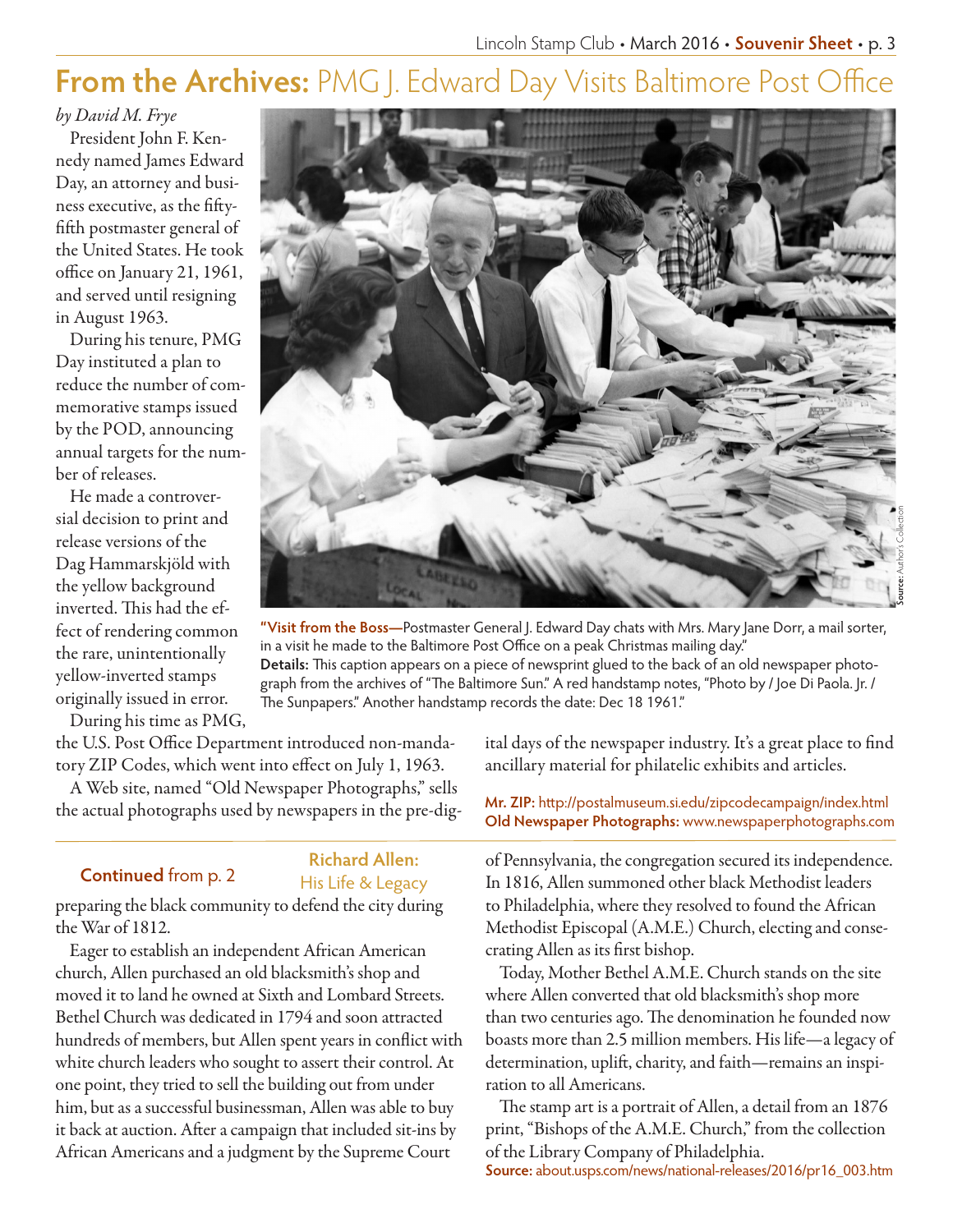# From the Archives: PMG J. Edward Day Visits Baltimore Post Office

*by David M. Frye*

President John F. Kennedy named James Edward Day, an attorney and business executive, as the fifty-fifth postmaster general of the United States. He took office on January 21, 1961, and served until resigning in August 1963.

During his tenure, PMG Day instituted a plan to reduce the number of commemorative stamps issued by the POD, announcing annual targets for the number of releases.

He made a controversial decision to print and release versions of the Dag Hammarskjöld with the yellow background inverted. This had the effect of rendering common the rare, unintentionally yellow-inverted stamps originally issued in error.

During his time as PMG, the U.S. Post Office Department introduced non-mandatory ZIP Codes, which went into effect on July 1, 1963.

A Web site, named "Old Newspaper Photographs," sells the actual photographs used by newspapers in the pre-digital days of the newspaper industry. It's a great place to find ancillary material for philatelic exhibits and articles.

**"Visit from the Boss—**Postmaster General J. Edward Day chats with Mrs. Mary Jane Dorr, a mail sorter, in a visit he made to the Baltimore Post Office on a peak Christmas mailing day."
**Details:** This caption appears on a piece of newsprint glued to the back of an old newspaper photograph from the archives of "The Baltimore Sun." A red handstamp notes, "Photo by / Joe Di Paola. Jr. / The Sunpapers." Another handstamp records the date: Dec 18 1961."

**Source:** Author's Collection

**Mr. ZIP:** http://postalmuseum.si.edu/zipcodecampaign/index.html
**Old Newspaper Photographs:** www.newspaperphotographs.com

---

**Continued** from p. 2

## Richard Allen: His Life & Legacy

preparing the black community to defend the city during the War of 1812.

Eager to establish an independent African American church, Allen purchased an old blacksmith's shop and moved it to land he owned at Sixth and Lombard Streets. Bethel Church was dedicated in 1794 and soon attracted hundreds of members, but Allen spent years in conflict with white church leaders who sought to assert their control. At one point, they tried to sell the building out from under him, but as a successful businessman, Allen was able to buy it back at auction. After a campaign that included sit-ins by African Americans and a judgment by the Supreme Court of Pennsylvania, the congregation secured its independence. In 1816, Allen summoned other black Methodist leaders to Philadelphia, where they resolved to found the African Methodist Episcopal (A.M.E.) Church, electing and consecrating Allen as its first bishop.

Today, Mother Bethel A.M.E. Church stands on the site where Allen converted that old blacksmith's shop more than two centuries ago. The denomination he founded now boasts more than 2.5 million members. His life—a legacy of determination, uplift, charity, and faith—remains an inspiration to all Americans.

The stamp art is a portrait of Allen, a detail from an 1876 print, "Bishops of the A.M.E. Church," from the collection of the Library Company of Philadelphia.

**Source:** about.usps.com/news/national-releases/2016/pr16_003.htm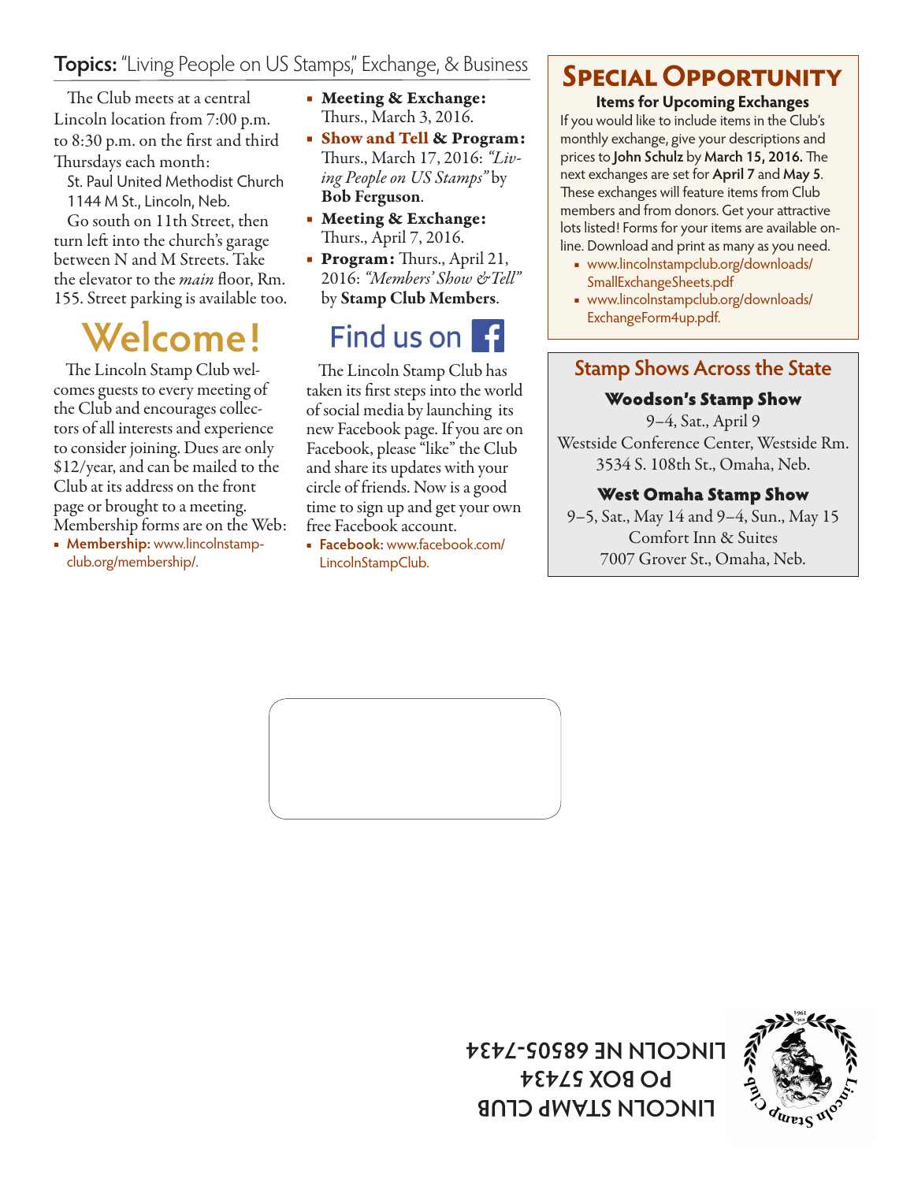## Topics: "Living People on US Stamps," Exchange, & Business

The Club meets at a central Lincoln location from 7:00 p.m. to 8:30 p.m. on the first and third Thursdays each month:

St. Paul United Methodist Church
1144 M St., Lincoln, Neb.

Go south on 11th Street, then turn left into the church's garage between N and M Streets. Take the elevator to the *main* floor, Rm. 155. Street parking is available too.

- **Meeting & Exchange:** Thurs., March 3, 2016.
- **Show and Tell & Program:** Thurs., March 17, 2016: *"Living People on US Stamps"* by **Bob Ferguson**.
- **Meeting & Exchange:** Thurs., April 7, 2016.
- **Program:** Thurs., April 21, 2016: *"Members' Show & Tell"* by **Stamp Club Members**.

## Welcome!

The Lincoln Stamp Club welcomes guests to every meeting of the Club and encourages collectors of all interests and experience to consider joining. Dues are only $12/year, and can be mailed to the Club at its address on the front page or brought to a meeting. Membership forms are on the Web:

- **Membership:** www.lincolnstampclub.org/membership/.

## Find us on Facebook

The Lincoln Stamp Club has taken its first steps into the world of social media by launching its new Facebook page. If you are on Facebook, please "like" the Club and share its updates with your circle of friends. Now is a good time to sign up and get your own free Facebook account.

- **Facebook:** www.facebook.com/LincolnStampClub.

## Special Opportunity

**Items for Upcoming Exchanges**

If you would like to include items in the Club's monthly exchange, give your descriptions and prices to **John Schulz** by **March 15, 2016.** The next exchanges are set for **April 7** and **May 5**. These exchanges will feature items from Club members and from donors. Get your attractive lots listed! Forms for your items are available online. Download and print as many as you need.

- www.lincolnstampclub.org/downloads/SmallExchangeSheets.pdf
- www.lincolnstampclub.org/downloads/ExchangeForm4up.pdf.

## Stamp Shows Across the State

**Woodson's Stamp Show**
9–4, Sat., April 9
Westside Conference Center, Westside Rm.
3534 S. 108th St., Omaha, Neb.

**West Omaha Stamp Show**
9–5, Sat., May 14 and 9–4, Sun., May 15
Comfort Inn & Suites
7007 Grover St., Omaha, Neb.

LINCOLN STAMP CLUB
PO BOX 57434
LINCOLN NE 68505-7434